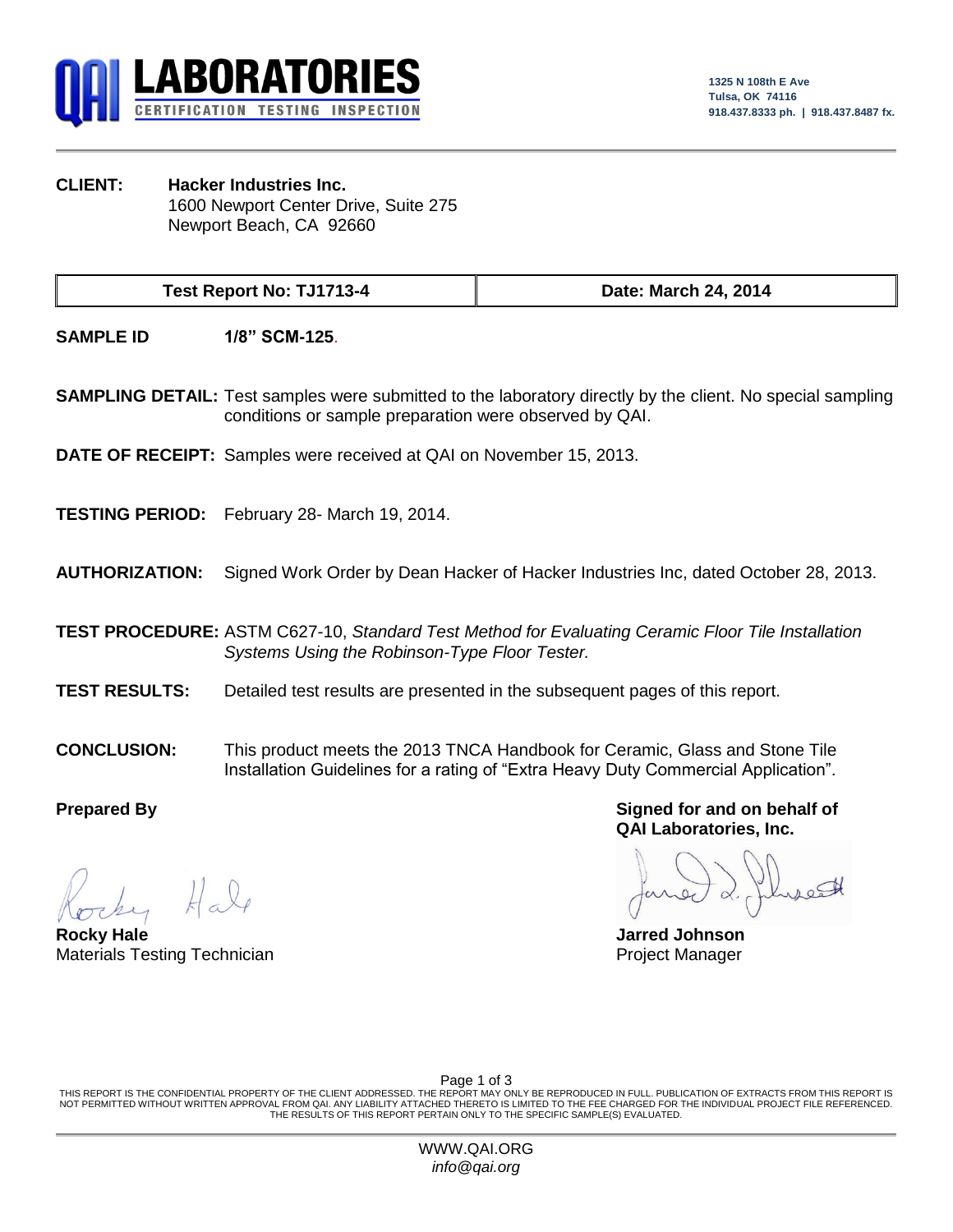# QAI LABORATORIES

CERTIFICATION TESTING INSPECTION

1325 N 108th E Ave
Tulsa, OK 74116
918.437.8333 ph. | 918.437.8487 fx.

**CLIENT:** **Hacker Industries Inc.**
1600 Newport Center Drive, Suite 275
Newport Beach, CA 92660

| Test Report No: TJ1713-4 | Date: March 24, 2014 |
| --- | --- |

**SAMPLE ID** **1/8" SCM-125**.

**SAMPLING DETAIL:** Test samples were submitted to the laboratory directly by the client. No special sampling conditions or sample preparation were observed by QAI.

**DATE OF RECEIPT:** Samples were received at QAI on November 15, 2013.

**TESTING PERIOD:** February 28- March 19, 2014.

**AUTHORIZATION:** Signed Work Order by Dean Hacker of Hacker Industries Inc, dated October 28, 2013.

**TEST PROCEDURE:** ASTM C627-10, *Standard Test Method for Evaluating Ceramic Floor Tile Installation Systems Using the Robinson-Type Floor Tester.*

**TEST RESULTS:** Detailed test results are presented in the subsequent pages of this report.

**CONCLUSION:** This product meets the 2013 TNCA Handbook for Ceramic, Glass and Stone Tile Installation Guidelines for a rating of "Extra Heavy Duty Commercial Application".

**Prepared By**

**Rocky Hale**
Materials Testing Technician

**Signed for and on behalf of QAI Laboratories, Inc.**

**Jarred Johnson**
Project Manager

THIS REPORT IS THE CONFIDENTIAL PROPERTY OF THE CLIENT ADDRESSED. THE REPORT MAY ONLY BE REPRODUCED IN FULL. PUBLICATION OF EXTRACTS FROM THIS REPORT IS NOT PERMITTED WITHOUT WRITTEN APPROVAL FROM QAI. ANY LIABILITY ATTACHED THERETO IS LIMITED TO THE FEE CHARGED FOR THE INDIVIDUAL PROJECT FILE REFERENCED. THE RESULTS OF THIS REPORT PERTAIN ONLY TO THE SPECIFIC SAMPLE(S) EVALUATED.

WWW.QAI.ORG
*info@qai.org*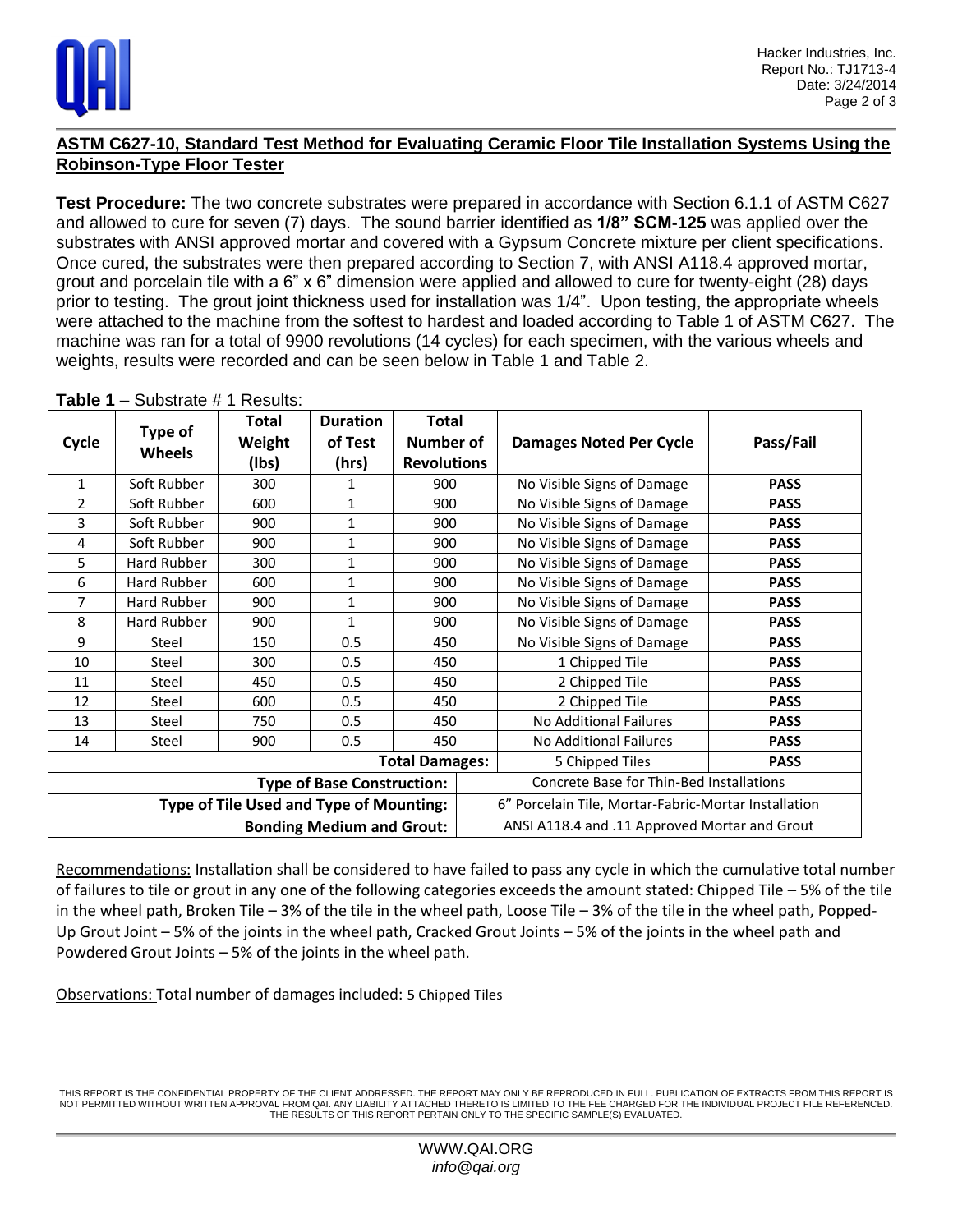## ASTM C627-10, Standard Test Method for Evaluating Ceramic Floor Tile Installation Systems Using the Robinson-Type Floor Tester

**Test Procedure:** The two concrete substrates were prepared in accordance with Section 6.1.1 of ASTM C627 and allowed to cure for seven (7) days. The sound barrier identified as **1/8" SCM-125** was applied over the substrates with ANSI approved mortar and covered with a Gypsum Concrete mixture per client specifications. Once cured, the substrates were then prepared according to Section 7, with ANSI A118.4 approved mortar, grout and porcelain tile with a 6" x 6" dimension were applied and allowed to cure for twenty-eight (28) days prior to testing. The grout joint thickness used for installation was 1/4". Upon testing, the appropriate wheels were attached to the machine from the softest to hardest and loaded according to Table 1 of ASTM C627. The machine was ran for a total of 9900 revolutions (14 cycles) for each specimen, with the various wheels and weights, results were recorded and can be seen below in Table 1 and Table 2.

**Table 1** – Substrate # 1 Results:

| Cycle | Type of Wheels | Total Weight (lbs) | Duration of Test (hrs) | Total Number of Revolutions | Damages Noted Per Cycle | Pass/Fail |
|---|---|---|---|---|---|---|
| 1 | Soft Rubber | 300 | 1 | 900 | No Visible Signs of Damage | **PASS** |
| 2 | Soft Rubber | 600 | 1 | 900 | No Visible Signs of Damage | **PASS** |
| 3 | Soft Rubber | 900 | 1 | 900 | No Visible Signs of Damage | **PASS** |
| 4 | Soft Rubber | 900 | 1 | 900 | No Visible Signs of Damage | **PASS** |
| 5 | Hard Rubber | 300 | 1 | 900 | No Visible Signs of Damage | **PASS** |
| 6 | Hard Rubber | 600 | 1 | 900 | No Visible Signs of Damage | **PASS** |
| 7 | Hard Rubber | 900 | 1 | 900 | No Visible Signs of Damage | **PASS** |
| 8 | Hard Rubber | 900 | 1 | 900 | No Visible Signs of Damage | **PASS** |
| 9 | Steel | 150 | 0.5 | 450 | No Visible Signs of Damage | **PASS** |
| 10 | Steel | 300 | 0.5 | 450 | 1 Chipped Tile | **PASS** |
| 11 | Steel | 450 | 0.5 | 450 | 2 Chipped Tile | **PASS** |
| 12 | Steel | 600 | 0.5 | 450 | 2 Chipped Tile | **PASS** |
| 13 | Steel | 750 | 0.5 | 450 | No Additional Failures | **PASS** |
| 14 | Steel | 900 | 0.5 | 450 | No Additional Failures | **PASS** |
| | | | | **Total Damages:** | 5 Chipped Tiles | **PASS** |
| | | | | **Type of Base Construction:** | Concrete Base for Thin-Bed Installations | |
| | | | | **Type of Tile Used and Type of Mounting:** | 6" Porcelain Tile, Mortar-Fabric-Mortar Installation | |
| | | | | **Bonding Medium and Grout:** | ANSI A118.4 and .11 Approved Mortar and Grout | |

Recommendations: Installation shall be considered to have failed to pass any cycle in which the cumulative total number of failures to tile or grout in any one of the following categories exceeds the amount stated: Chipped Tile – 5% of the tile in the wheel path, Broken Tile – 3% of the tile in the wheel path, Loose Tile – 3% of the tile in the wheel path, Popped-Up Grout Joint – 5% of the joints in the wheel path, Cracked Grout Joints – 5% of the joints in the wheel path and Powdered Grout Joints – 5% of the joints in the wheel path.

Observations: Total number of damages included: 5 Chipped Tiles

THIS REPORT IS THE CONFIDENTIAL PROPERTY OF THE CLIENT ADDRESSED. THE REPORT MAY ONLY BE REPRODUCED IN FULL. PUBLICATION OF EXTRACTS FROM THIS REPORT IS NOT PERMITTED WITHOUT WRITTEN APPROVAL FROM QAI. ANY LIABILITY ATTACHED THERETO IS LIMITED TO THE FEE CHARGED FOR THE INDIVIDUAL PROJECT FILE REFERENCED. THE RESULTS OF THIS REPORT PERTAIN ONLY TO THE SPECIFIC SAMPLE(S) EVALUATED.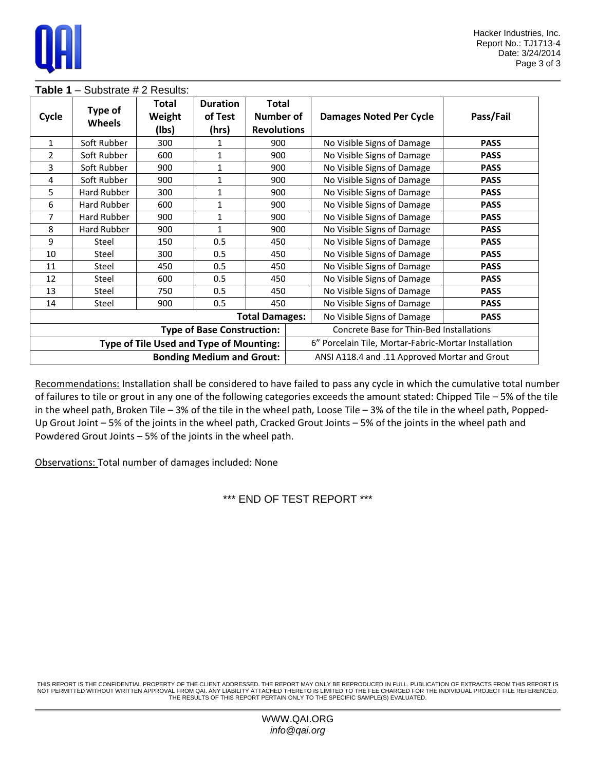**Table 1** – Substrate # 2 Results:

| Cycle | Type of Wheels | Total Weight (lbs) | Duration of Test (hrs) | Total Number of Revolutions | Damages Noted Per Cycle | Pass/Fail |
|---|---|---|---|---|---|---|
| 1 | Soft Rubber | 300 | 1 | 900 | No Visible Signs of Damage | **PASS** |
| 2 | Soft Rubber | 600 | 1 | 900 | No Visible Signs of Damage | **PASS** |
| 3 | Soft Rubber | 900 | 1 | 900 | No Visible Signs of Damage | **PASS** |
| 4 | Soft Rubber | 900 | 1 | 900 | No Visible Signs of Damage | **PASS** |
| 5 | Hard Rubber | 300 | 1 | 900 | No Visible Signs of Damage | **PASS** |
| 6 | Hard Rubber | 600 | 1 | 900 | No Visible Signs of Damage | **PASS** |
| 7 | Hard Rubber | 900 | 1 | 900 | No Visible Signs of Damage | **PASS** |
| 8 | Hard Rubber | 900 | 1 | 900 | No Visible Signs of Damage | **PASS** |
| 9 | Steel | 150 | 0.5 | 450 | No Visible Signs of Damage | **PASS** |
| 10 | Steel | 300 | 0.5 | 450 | No Visible Signs of Damage | **PASS** |
| 11 | Steel | 450 | 0.5 | 450 | No Visible Signs of Damage | **PASS** |
| 12 | Steel | 600 | 0.5 | 450 | No Visible Signs of Damage | **PASS** |
| 13 | Steel | 750 | 0.5 | 450 | No Visible Signs of Damage | **PASS** |
| 14 | Steel | 900 | 0.5 | 450 | No Visible Signs of Damage | **PASS** |
| | | | | **Total Damages:** | No Visible Signs of Damage | **PASS** |
| | | | **Type of Base Construction:** | Concrete Base for Thin-Bed Installations | | |
| | | | **Type of Tile Used and Type of Mounting:** | 6" Porcelain Tile, Mortar-Fabric-Mortar Installation | | |
| | | | **Bonding Medium and Grout:** | ANSI A118.4 and .11 Approved Mortar and Grout | | |

Recommendations: Installation shall be considered to have failed to pass any cycle in which the cumulative total number of failures to tile or grout in any one of the following categories exceeds the amount stated: Chipped Tile – 5% of the tile in the wheel path, Broken Tile – 3% of the tile in the wheel path, Loose Tile – 3% of the tile in the wheel path, Popped-Up Grout Joint – 5% of the joints in the wheel path, Cracked Grout Joints – 5% of the joints in the wheel path and Powdered Grout Joints – 5% of the joints in the wheel path.

Observations: Total number of damages included: None

*** END OF TEST REPORT ***